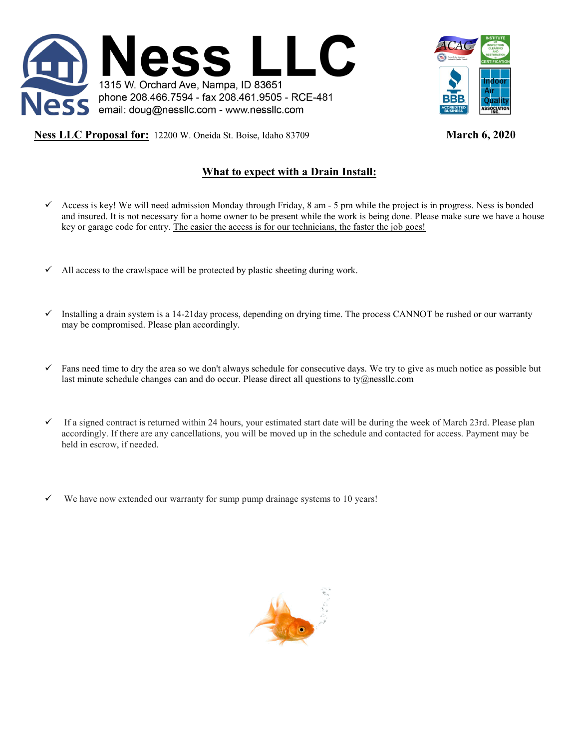# Ness LLC

1315 W. Orchard Ave, Nampa, ID 83651
phone 208.466.7594 - fax 208.461.9505 - RCE-481
email: doug@nessllc.com - www.nessllc.com

**Ness LLC Proposal for:** 12200 W. Oneida St. Boise, Idaho 83709 **March 6, 2020**

## What to expect with a Drain Install:

- ✓ Access is key! We will need admission Monday through Friday, 8 am - 5 pm while the project is in progress. Ness is bonded and insured. It is not necessary for a home owner to be present while the work is being done. Please make sure we have a house key or garage code for entry. The easier the access is for our technicians, the faster the job goes!

- ✓ All access to the crawlspace will be protected by plastic sheeting during work.

- ✓ Installing a drain system is a 14-21day process, depending on drying time. The process CANNOT be rushed or our warranty may be compromised. Please plan accordingly.

- ✓ Fans need time to dry the area so we don't always schedule for consecutive days. We try to give as much notice as possible but last minute schedule changes can and do occur. Please direct all questions to ty@nessllc.com

- ✓ If a signed contract is returned within 24 hours, your estimated start date will be during the week of March 23rd. Please plan accordingly. If there are any cancellations, you will be moved up in the schedule and contacted for access. Payment may be held in escrow, if needed.

- ✓ We have now extended our warranty for sump pump drainage systems to 10 years!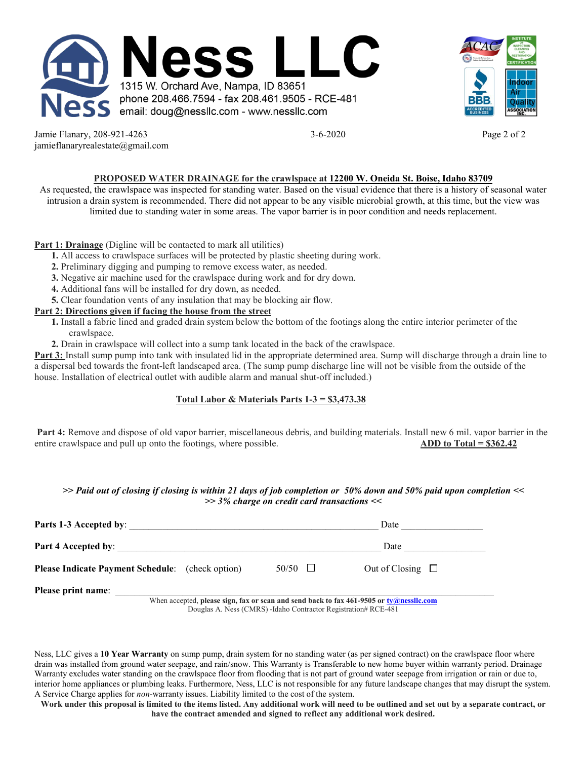# Ness LLC

1315 W. Orchard Ave, Nampa, ID 83651
phone 208.466.7594 - fax 208.461.9505 - RCE-481
email: doug@nessllc.com - www.nessllc.com

Jamie Flanary, 208-921-4263
jamieflanaryrealestate@gmail.com

3-6-2020

**PROPOSED WATER DRAINAGE for the crawlspace at 12200 W. Oneida St. Boise, Idaho 83709**

As requested, the crawlspace was inspected for standing water. Based on the visual evidence that there is a history of seasonal water intrusion a drain system is recommended. There did not appear to be any visible microbial growth, at this time, but the view was limited due to standing water in some areas. The vapor barrier is in poor condition and needs replacement.

**Part 1: Drainage** (Digline will be contacted to mark all utilities)

1. All access to crawlspace surfaces will be protected by plastic sheeting during work.
2. Preliminary digging and pumping to remove excess water, as needed.
3. Negative air machine used for the crawlspace during work and for dry down.
4. Additional fans will be installed for dry down, as needed.
5. Clear foundation vents of any insulation that may be blocking air flow.

**Part 2: Directions given if facing the house from the street**

1. Install a fabric lined and graded drain system below the bottom of the footings along the entire interior perimeter of the crawlspace.
2. Drain in crawlspace will collect into a sump tank located in the back of the crawlspace.

**Part 3:** Install sump pump into tank with insulated lid in the appropriate determined area. Sump will discharge through a drain line to a dispersal bed towards the front-left landscaped area. (The sump pump discharge line will not be visible from the outside of the house. Installation of electrical outlet with audible alarm and manual shut-off included.)

**Total Labor & Materials Parts 1-3 = $3,473.38**

**Part 4:** Remove and dispose of old vapor barrier, miscellaneous debris, and building materials. Install new 6 mil. vapor barrier in the entire crawlspace and pull up onto the footings, where possible. **ADD to Total = $362.42**

***>> Paid out of closing if closing is within 21 days of job completion or 50% down and 50% paid upon completion <<***
***>> 3% charge on credit card transactions <<***

**Parts 1-3 Accepted by**: ______________________________ Date ______________

**Part 4 Accepted by**: ______________________________ Date ______________

**Please Indicate Payment Schedule**: (check option) 50/50 ☐ Out of Closing ☐

**Please print name**: ______________________________

When accepted, **please sign, fax or scan and send back to fax 461-9505 or ty@nessllc.com**
Douglas A. Ness (CMRS) -Idaho Contractor Registration# RCE-481

Ness, LLC gives a **10 Year Warranty** on sump pump, drain system for no standing water (as per signed contract) on the crawlspace floor where drain was installed from ground water seepage, and rain/snow. This Warranty is Transferable to new home buyer within warranty period. Drainage Warranty excludes water standing on the crawlspace floor from flooding that is not part of ground water seepage from irrigation or rain or due to, interior home appliances or plumbing leaks. Furthermore, Ness, LLC is not responsible for any future landscape changes that may disrupt the system. A Service Charge applies for *non*-warranty issues. Liability limited to the cost of the system.

**Work under this proposal is limited to the items listed. Any additional work will need to be outlined and set out by a separate contract, or have the contract amended and signed to reflect any additional work desired.**